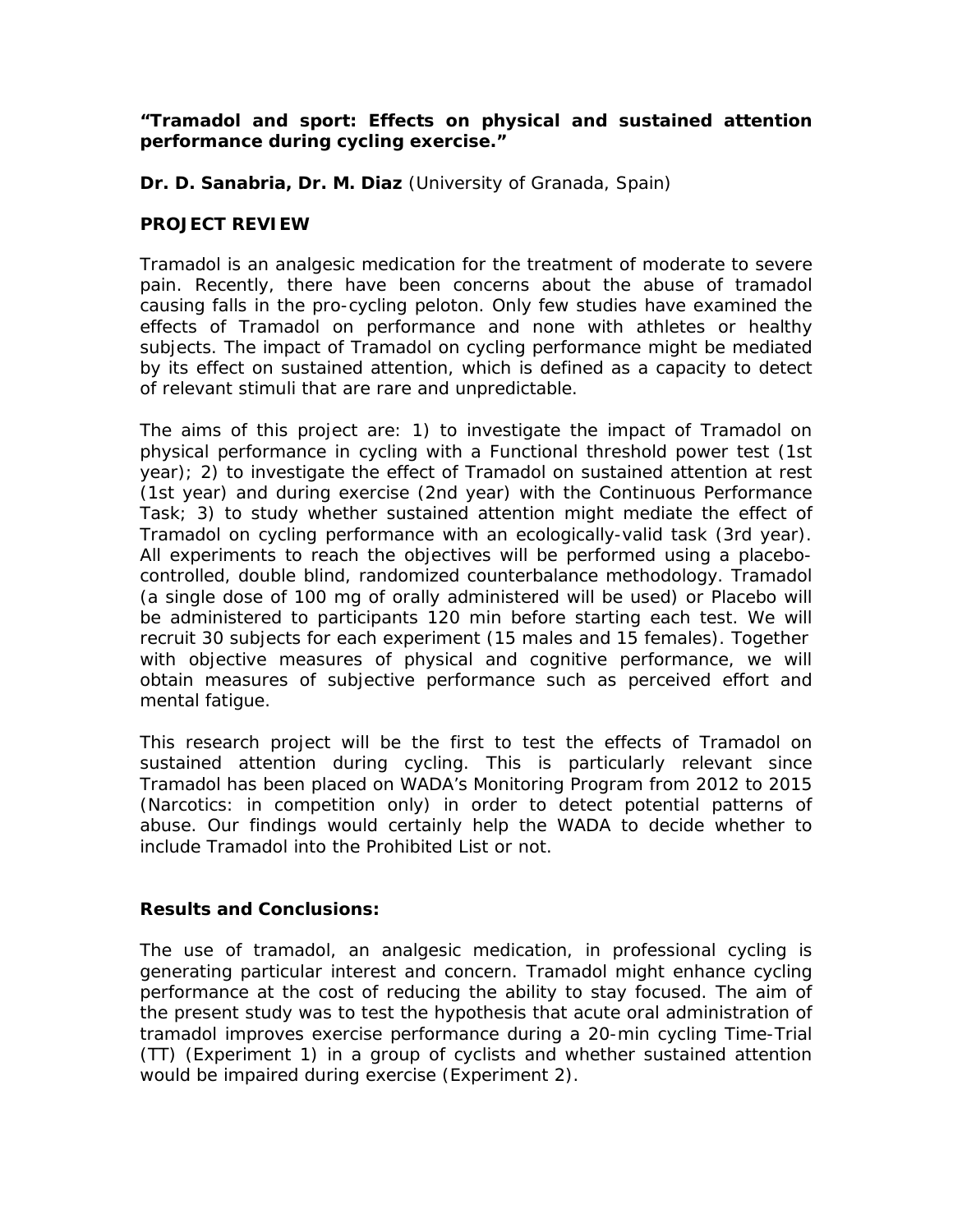**"Tramadol and sport: Effects on physical and sustained attention performance during cycling exercise."**

**Dr. D. Sanabria, Dr. M. Diaz** (University of Granada, Spain)

## PROJECT REVIEW

Tramadol is an analgesic medication for the treatment of moderate to severe pain. Recently, there have been concerns about the abuse of tramadol causing falls in the pro-cycling peloton. Only few studies have examined the effects of Tramadol on performance and none with athletes or healthy subjects. The impact of Tramadol on cycling performance might be mediated by its effect on sustained attention, which is defined as a capacity to detect of relevant stimuli that are rare and unpredictable.

The aims of this project are: 1) to investigate the impact of Tramadol on physical performance in cycling with a Functional threshold power test (1st year); 2) to investigate the effect of Tramadol on sustained attention at rest (1st year) and during exercise (2nd year) with the Continuous Performance Task; 3) to study whether sustained attention might mediate the effect of Tramadol on cycling performance with an ecologically-valid task (3rd year). All experiments to reach the objectives will be performed using a placebo-controlled, double blind, randomized counterbalance methodology. Tramadol (a single dose of 100 mg of orally administered will be used) or Placebo will be administered to participants 120 min before starting each test. We will recruit 30 subjects for each experiment (15 males and 15 females). Together with objective measures of physical and cognitive performance, we will obtain measures of subjective performance such as perceived effort and mental fatigue.

This research project will be the first to test the effects of Tramadol on sustained attention during cycling. This is particularly relevant since Tramadol has been placed on WADA's Monitoring Program from 2012 to 2015 (Narcotics: in competition only) in order to detect potential patterns of abuse. Our findings would certainly help the WADA to decide whether to include Tramadol into the Prohibited List or not.

## Results and Conclusions:

The use of tramadol, an analgesic medication, in professional cycling is generating particular interest and concern. Tramadol might enhance cycling performance at the cost of reducing the ability to stay focused. The aim of the present study was to test the hypothesis that acute oral administration of tramadol improves exercise performance during a 20-min cycling Time-Trial (TT) (Experiment 1) in a group of cyclists and whether sustained attention would be impaired during exercise (Experiment 2).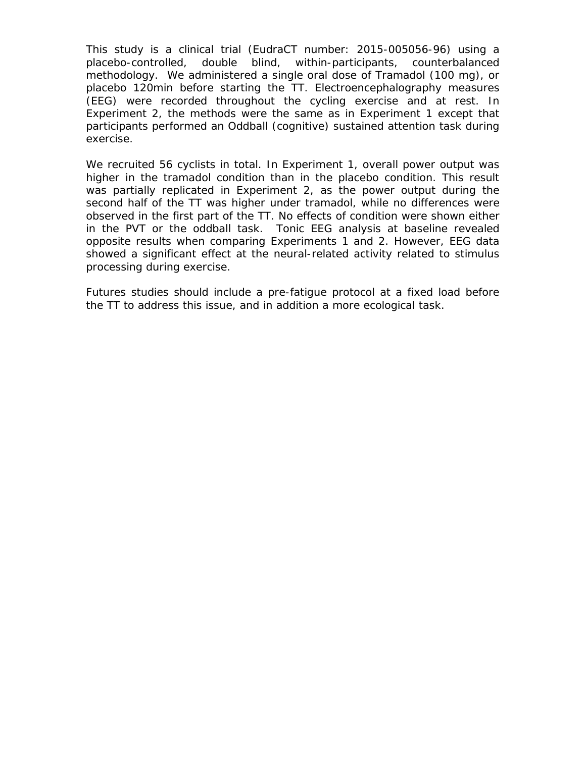This study is a clinical trial (EudraCT number: 2015-005056-96) using a placebo-controlled, double blind, within-participants, counterbalanced methodology. We administered a single oral dose of Tramadol (100 mg), or placebo 120min before starting the TT. Electroencephalography measures (EEG) were recorded throughout the cycling exercise and at rest. In Experiment 2, the methods were the same as in Experiment 1 except that participants performed an Oddball (cognitive) sustained attention task during exercise.

We recruited 56 cyclists in total. In Experiment 1, overall power output was higher in the tramadol condition than in the placebo condition. This result was partially replicated in Experiment 2, as the power output during the second half of the TT was higher under tramadol, while no differences were observed in the first part of the TT. No effects of condition were shown either in the PVT or the oddball task. Tonic EEG analysis at baseline revealed opposite results when comparing Experiments 1 and 2. However, EEG data showed a significant effect at the neural-related activity related to stimulus processing during exercise.

Futures studies should include a pre-fatigue protocol at a fixed load before the TT to address this issue, and in addition a more ecological task.